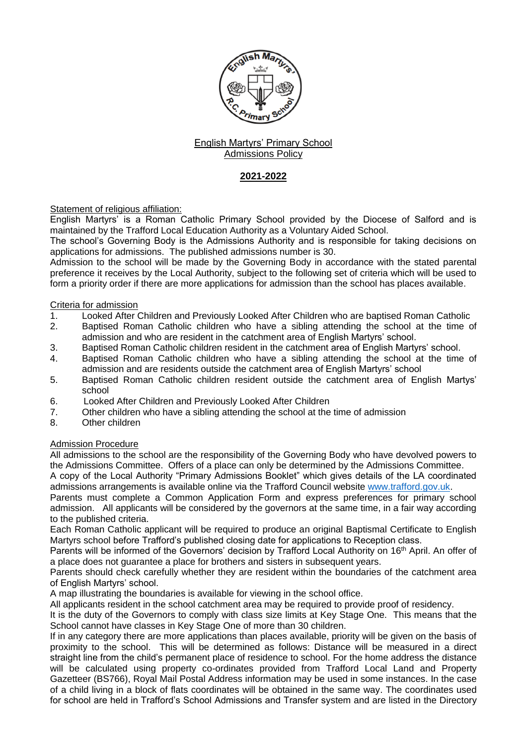English Martyrs' Primary School
Admissions Policy

**2021-2022**

Statement of religious affiliation:

English Martyrs' is a Roman Catholic Primary School provided by the Diocese of Salford and is maintained by the Trafford Local Education Authority as a Voluntary Aided School.

The school's Governing Body is the Admissions Authority and is responsible for taking decisions on applications for admissions. The published admissions number is 30.

Admission to the school will be made by the Governing Body in accordance with the stated parental preference it receives by the Local Authority, subject to the following set of criteria which will be used to form a priority order if there are more applications for admission than the school has places available.

Criteria for admission

1. Looked After Children and Previously Looked After Children who are baptised Roman Catholic
2. Baptised Roman Catholic children who have a sibling attending the school at the time of admission and who are resident in the catchment area of English Martyrs' school.
3. Baptised Roman Catholic children resident in the catchment area of English Martyrs' school.
4. Baptised Roman Catholic children who have a sibling attending the school at the time of admission and are residents outside the catchment area of English Martyrs' school
5. Baptised Roman Catholic children resident outside the catchment area of English Martys' school
6. Looked After Children and Previously Looked After Children
7. Other children who have a sibling attending the school at the time of admission
8. Other children

Admission Procedure

All admissions to the school are the responsibility of the Governing Body who have devolved powers to the Admissions Committee. Offers of a place can only be determined by the Admissions Committee.

A copy of the Local Authority "Primary Admissions Booklet" which gives details of the LA coordinated admissions arrangements is available online via the Trafford Council website www.trafford.gov.uk.

Parents must complete a Common Application Form and express preferences for primary school admission. All applicants will be considered by the governors at the same time, in a fair way according to the published criteria.

Each Roman Catholic applicant will be required to produce an original Baptismal Certificate to English Martyrs school before Trafford's published closing date for applications to Reception class.

Parents will be informed of the Governors' decision by Trafford Local Authority on 16th April. An offer of a place does not guarantee a place for brothers and sisters in subsequent years.

Parents should check carefully whether they are resident within the boundaries of the catchment area of English Martyrs' school.

A map illustrating the boundaries is available for viewing in the school office.

All applicants resident in the school catchment area may be required to provide proof of residency.

It is the duty of the Governors to comply with class size limits at Key Stage One. This means that the School cannot have classes in Key Stage One of more than 30 children.

If in any category there are more applications than places available, priority will be given on the basis of proximity to the school. This will be determined as follows: Distance will be measured in a direct straight line from the child's permanent place of residence to school. For the home address the distance will be calculated using property co-ordinates provided from Trafford Local Land and Property Gazetteer (BS766), Royal Mail Postal Address information may be used in some instances. In the case of a child living in a block of flats coordinates will be obtained in the same way. The coordinates used for school are held in Trafford's School Admissions and Transfer system and are listed in the Directory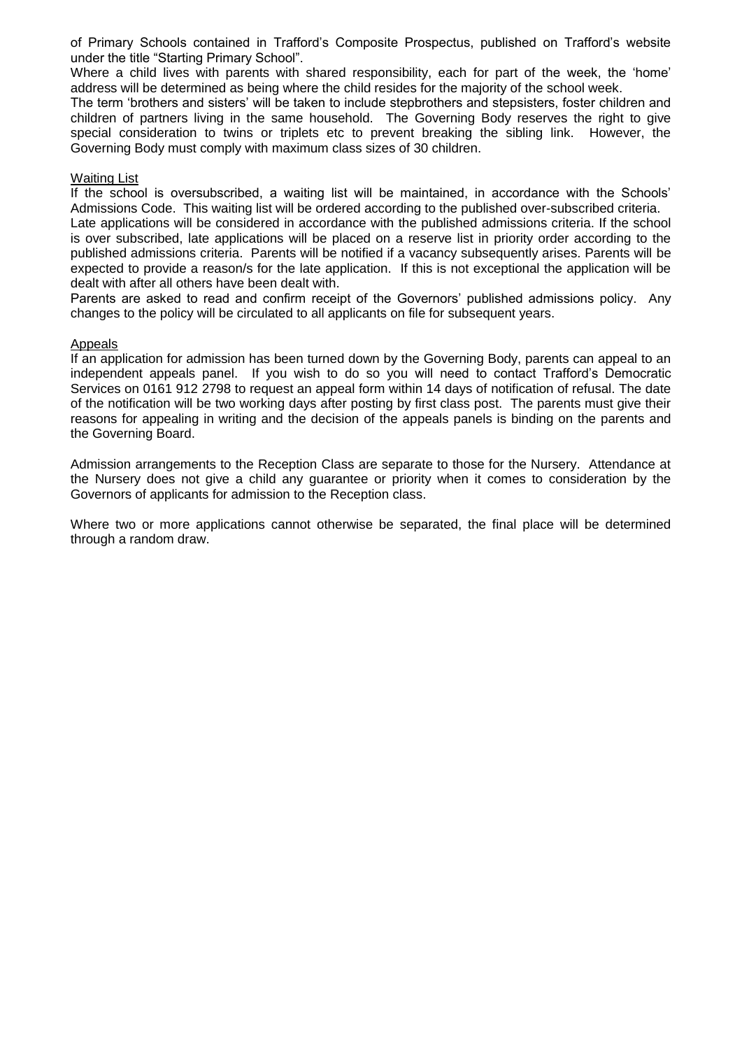of Primary Schools contained in Trafford's Composite Prospectus, published on Trafford's website under the title "Starting Primary School".

Where a child lives with parents with shared responsibility, each for part of the week, the 'home' address will be determined as being where the child resides for the majority of the school week.

The term 'brothers and sisters' will be taken to include stepbrothers and stepsisters, foster children and children of partners living in the same household. The Governing Body reserves the right to give special consideration to twins or triplets etc to prevent breaking the sibling link. However, the Governing Body must comply with maximum class sizes of 30 children.

<u>Waiting List</u>

If the school is oversubscribed, a waiting list will be maintained, in accordance with the Schools' Admissions Code. This waiting list will be ordered according to the published over-subscribed criteria.

Late applications will be considered in accordance with the published admissions criteria. If the school is over subscribed, late applications will be placed on a reserve list in priority order according to the published admissions criteria. Parents will be notified if a vacancy subsequently arises. Parents will be expected to provide a reason/s for the late application. If this is not exceptional the application will be dealt with after all others have been dealt with.

Parents are asked to read and confirm receipt of the Governors' published admissions policy. Any changes to the policy will be circulated to all applicants on file for subsequent years.

<u>Appeals</u>

If an application for admission has been turned down by the Governing Body, parents can appeal to an independent appeals panel. If you wish to do so you will need to contact Trafford's Democratic Services on 0161 912 2798 to request an appeal form within 14 days of notification of refusal. The date of the notification will be two working days after posting by first class post. The parents must give their reasons for appealing in writing and the decision of the appeals panels is binding on the parents and the Governing Board.

Admission arrangements to the Reception Class are separate to those for the Nursery. Attendance at the Nursery does not give a child any guarantee or priority when it comes to consideration by the Governors of applicants for admission to the Reception class.

Where two or more applications cannot otherwise be separated, the final place will be determined through a random draw.